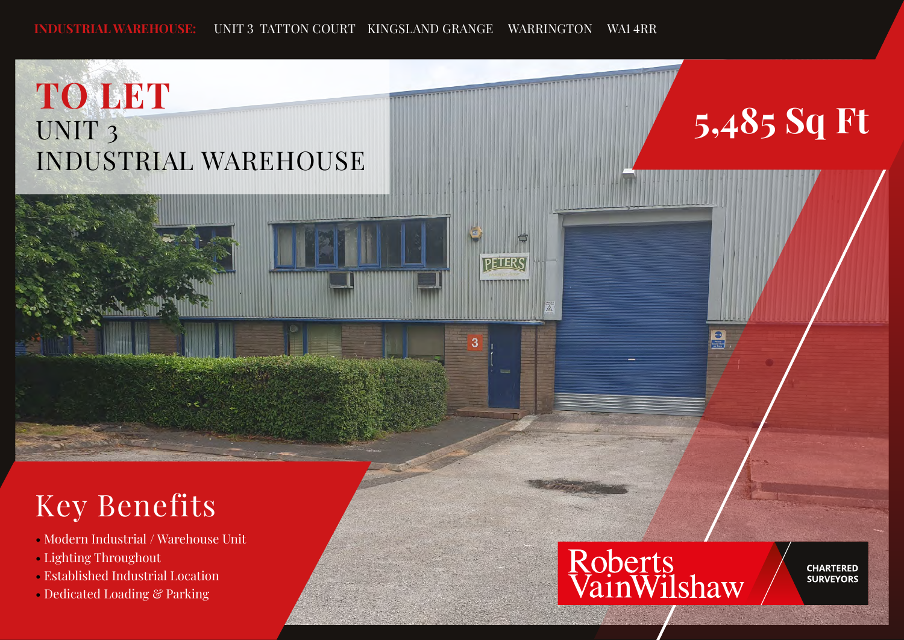**INDUSTRIAL WAREHOUSE:** UNIT 3 TATTON COURT KINGSLAND GRANGE WARRINGTON WA1 4RR

# TO LET

## UNIT 3
## INDUSTRIAL WAREHOUSE

## 5,485 Sq Ft

## Key Benefits

- Modern Industrial / Warehouse Unit
- Lighting Throughout
- Established Industrial Location
- Dedicated Loading & Parking

Roberts VainWilshaw

CHARTERED SURVEYORS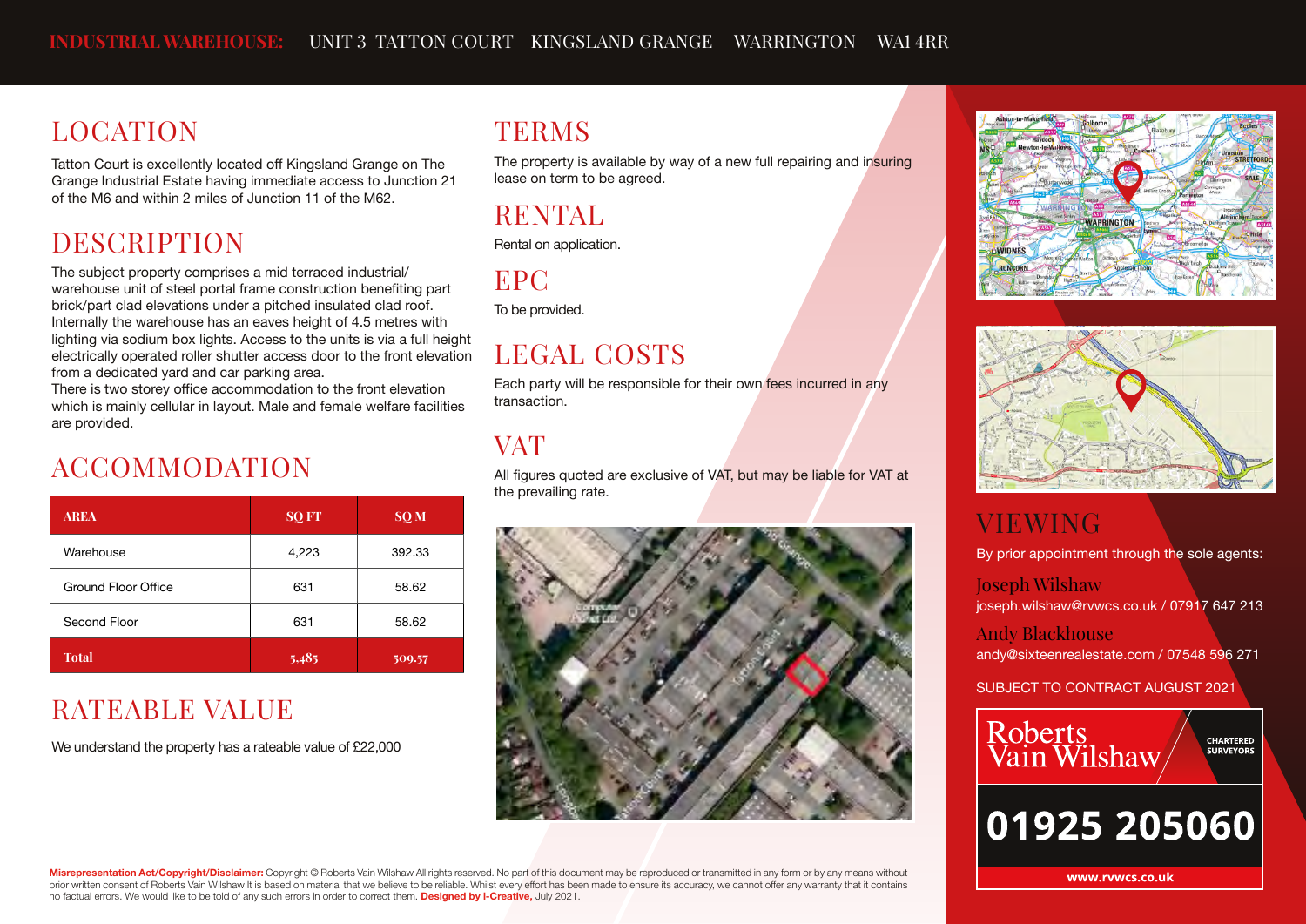**INDUSTRIAL WAREHOUSE:** UNIT 3 TATTON COURT KINGSLAND GRANGE WARRINGTON WA1 4RR

## LOCATION

Tatton Court is excellently located off Kingsland Grange on The Grange Industrial Estate having immediate access to Junction 21 of the M6 and within 2 miles of Junction 11 of the M62.

## DESCRIPTION

The subject property comprises a mid terraced industrial/ warehouse unit of steel portal frame construction benefiting part brick/part clad elevations under a pitched insulated clad roof. Internally the warehouse has an eaves height of 4.5 metres with lighting via sodium box lights. Access to the units is via a full height electrically operated roller shutter access door to the front elevation from a dedicated yard and car parking area.
There is two storey office accommodation to the front elevation which is mainly cellular in layout. Male and female welfare facilities are provided.

## ACCOMMODATION

| AREA | SQ FT | SQ M |
|---|---|---|
| Warehouse | 4,223 | 392.33 |
| Ground Floor Office | 631 | 58.62 |
| Second Floor | 631 | 58.62 |
| **Total** | **5,485** | **509.57** |

## RATEABLE VALUE

We understand the property has a rateable value of £22,000

## TERMS

The property is available by way of a new full repairing and insuring lease on term to be agreed.

## RENTAL

Rental on application.

## EPC

To be provided.

## LEGAL COSTS

Each party will be responsible for their own fees incurred in any transaction.

## VAT

All figures quoted are exclusive of VAT, but may be liable for VAT at the prevailing rate.

## VIEWING

By prior appointment through the sole agents:

**Joseph Wilshaw**
joseph.wilshaw@rvwcs.co.uk / 07917 647 213

**Andy Blackhouse**
andy@sixteenrealestate.com / 07548 596 271

SUBJECT TO CONTRACT AUGUST 2021

Roberts Vain Wilshaw
CHARTERED SURVEYORS

**01925 205060**

www.rvwcs.co.uk

**Misrepresentation Act/Copyright/Disclaimer:** Copyright © Roberts Vain Wilshaw All rights reserved. No part of this document may be reproduced or transmitted in any form or by any means without prior written consent of Roberts Vain Wilshaw It is based on material that we believe to be reliable. Whilst every effort has been made to ensure its accuracy, we cannot offer any warranty that it contains no factual errors. We would like to be told of any such errors in order to correct them. **Designed by i-Creative,** July 2021.